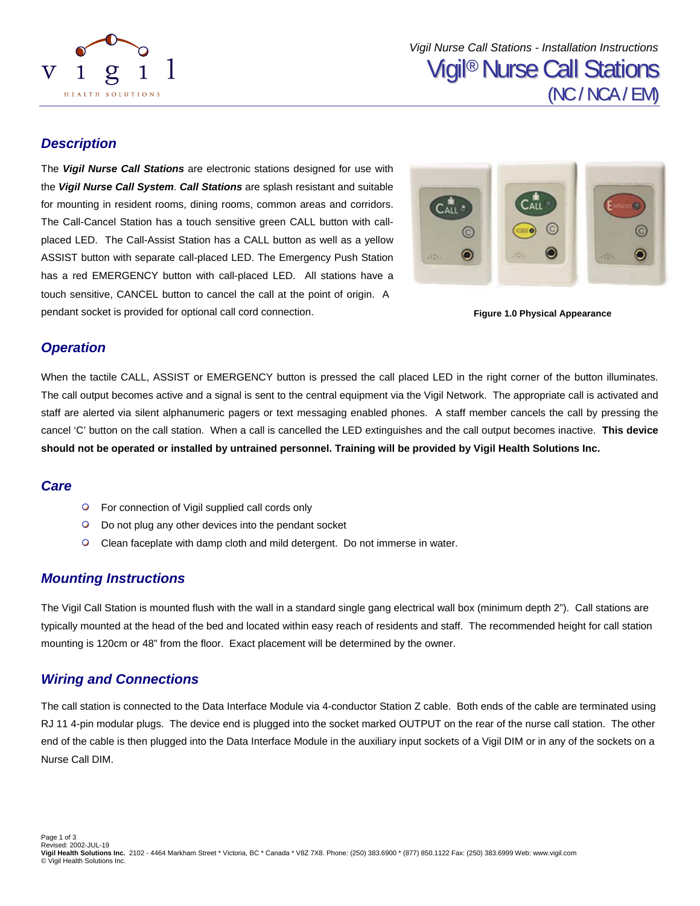*Vigil Nurse Call Stations - Installation Instructions*

# Vigil® Nurse Call Stations
## (NC / NCA / EM)

## *Description*

The ***Vigil Nurse Call Stations*** are electronic stations designed for use with the ***Vigil Nurse Call System***. ***Call Stations*** are splash resistant and suitable for mounting in resident rooms, dining rooms, common areas and corridors. The Call-Cancel Station has a touch sensitive green CALL button with call-placed LED. The Call-Assist Station has a CALL button as well as a yellow ASSIST button with separate call-placed LED. The Emergency Push Station has a red EMERGENCY button with call-placed LED. All stations have a touch sensitive, CANCEL button to cancel the call at the point of origin. A pendant socket is provided for optional call cord connection.

**Figure 1.0 Physical Appearance**

## *Operation*

When the tactile CALL, ASSIST or EMERGENCY button is pressed the call placed LED in the right corner of the button illuminates. The call output becomes active and a signal is sent to the central equipment via the Vigil Network. The appropriate call is activated and staff are alerted via silent alphanumeric pagers or text messaging enabled phones. A staff member cancels the call by pressing the cancel 'C' button on the call station. When a call is cancelled the LED extinguishes and the call output becomes inactive. **This device should not be operated or installed by untrained personnel. Training will be provided by Vigil Health Solutions Inc.**

## *Care*

- For connection of Vigil supplied call cords only
- Do not plug any other devices into the pendant socket
- Clean faceplate with damp cloth and mild detergent. Do not immerse in water.

## *Mounting Instructions*

The Vigil Call Station is mounted flush with the wall in a standard single gang electrical wall box (minimum depth 2"). Call stations are typically mounted at the head of the bed and located within easy reach of residents and staff. The recommended height for call station mounting is 120cm or 48" from the floor. Exact placement will be determined by the owner.

## *Wiring and Connections*

The call station is connected to the Data Interface Module via 4-conductor Station Z cable. Both ends of the cable are terminated using RJ 11 4-pin modular plugs. The device end is plugged into the socket marked OUTPUT on the rear of the nurse call station. The other end of the cable is then plugged into the Data Interface Module in the auxiliary input sockets of a Vigil DIM or in any of the sockets on a Nurse Call DIM.

Revised: 2002-JUL-19
**Vigil Health Solutions Inc.** 2102 - 4464 Markham Street * Victoria, BC * Canada * V8Z 7X8. Phone: (250) 383.6900 * (877) 850.1122 Fax: (250) 383.6999 Web: www.vigil.com
© Vigil Health Solutions Inc.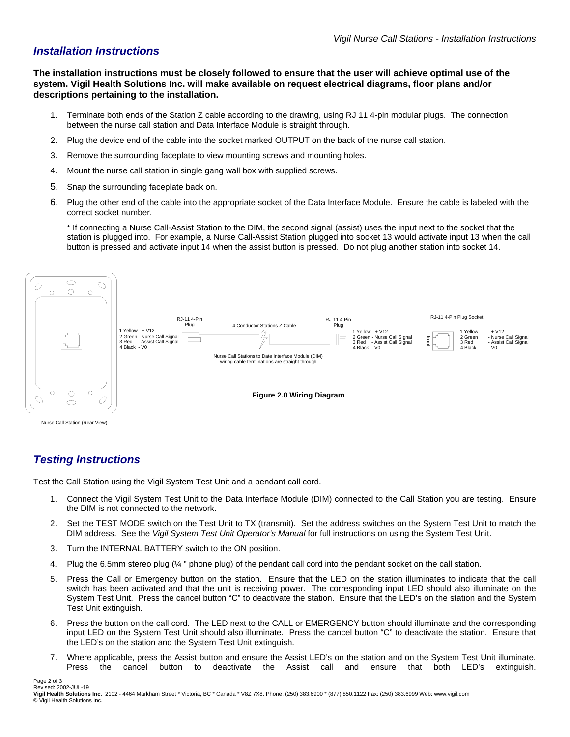## Installation Instructions

**The installation instructions must be closely followed to ensure that the user will achieve optimal use of the system. Vigil Health Solutions Inc. will make available on request electrical diagrams, floor plans and/or descriptions pertaining to the installation.**

1. Terminate both ends of the Station Z cable according to the drawing, using RJ 11 4-pin modular plugs. The connection between the nurse call station and Data Interface Module is straight through.
2. Plug the device end of the cable into the socket marked OUTPUT on the back of the nurse call station.
3. Remove the surrounding faceplate to view mounting screws and mounting holes.
4. Mount the nurse call station in single gang wall box with supplied screws.
5. Snap the surrounding faceplate back on.
6. Plug the other end of the cable into the appropriate socket of the Data Interface Module. Ensure the cable is labeled with the correct socket number.

   * If connecting a Nurse Call-Assist Station to the DIM, the second signal (assist) uses the input next to the socket that the station is plugged into. For example, a Nurse Call-Assist Station plugged into socket 13 would activate input 13 when the call button is pressed and activate input 14 when the assist button is pressed. Do not plug another station into socket 14.

Nurse Call Station (Rear View)

RJ-11 4-Pin Plug

1 Yellow - + V12
2 Green - Nurse Call Signal
3 Red - Assist Call Signal
4 Black - V0

4 Conductor Stations Z Cable

Nurse Call Stations to Date Interface Module (DIM) wiring cable terminations are straight through

RJ-11 4-Pin Plug

1 Yellow - + V12
2 Green - Nurse Call Signal
3 Red - Assist Call Signal
4 Black - V0

RJ-11 4-Pin Plug Socket

Input

1 Yellow - + V12
2 Green - Nurse Call Signal
3 Red - Assist Call Signal
4 Black - V0

**Figure 2.0 Wiring Diagram**

## Testing Instructions

Test the Call Station using the Vigil System Test Unit and a pendant call cord.

1. Connect the Vigil System Test Unit to the Data Interface Module (DIM) connected to the Call Station you are testing. Ensure the DIM is not connected to the network.
2. Set the TEST MODE switch on the Test Unit to TX (transmit). Set the address switches on the System Test Unit to match the DIM address. See the *Vigil System Test Unit Operator's Manual* for full instructions on using the System Test Unit.
3. Turn the INTERNAL BATTERY switch to the ON position.
4. Plug the 6.5mm stereo plug (¼ " phone plug) of the pendant call cord into the pendant socket on the call station.
5. Press the Call or Emergency button on the station. Ensure that the LED on the station illuminates to indicate that the call switch has been activated and that the unit is receiving power. The corresponding input LED should also illuminate on the System Test Unit. Press the cancel button "C" to deactivate the station. Ensure that the LED's on the station and the System Test Unit extinguish.
6. Press the button on the call cord. The LED next to the CALL or EMERGENCY button should illuminate and the corresponding input LED on the System Test Unit should also illuminate. Press the cancel button "C" to deactivate the station. Ensure that the LED's on the station and the System Test Unit extinguish.
7. Where applicable, press the Assist button and ensure the Assist LED's on the station and on the System Test Unit illuminate. Press the cancel button to deactivate the Assist call and ensure that both LED's extinguish.

Revised: 2002-JUL-19
**Vigil Health Solutions Inc.** 2102 - 4464 Markham Street * Victoria, BC * Canada * V8Z 7X8. Phone: (250) 383.6900 * (877) 850.1122 Fax: (250) 383.6999 Web: www.vigil.com
© Vigil Health Solutions Inc.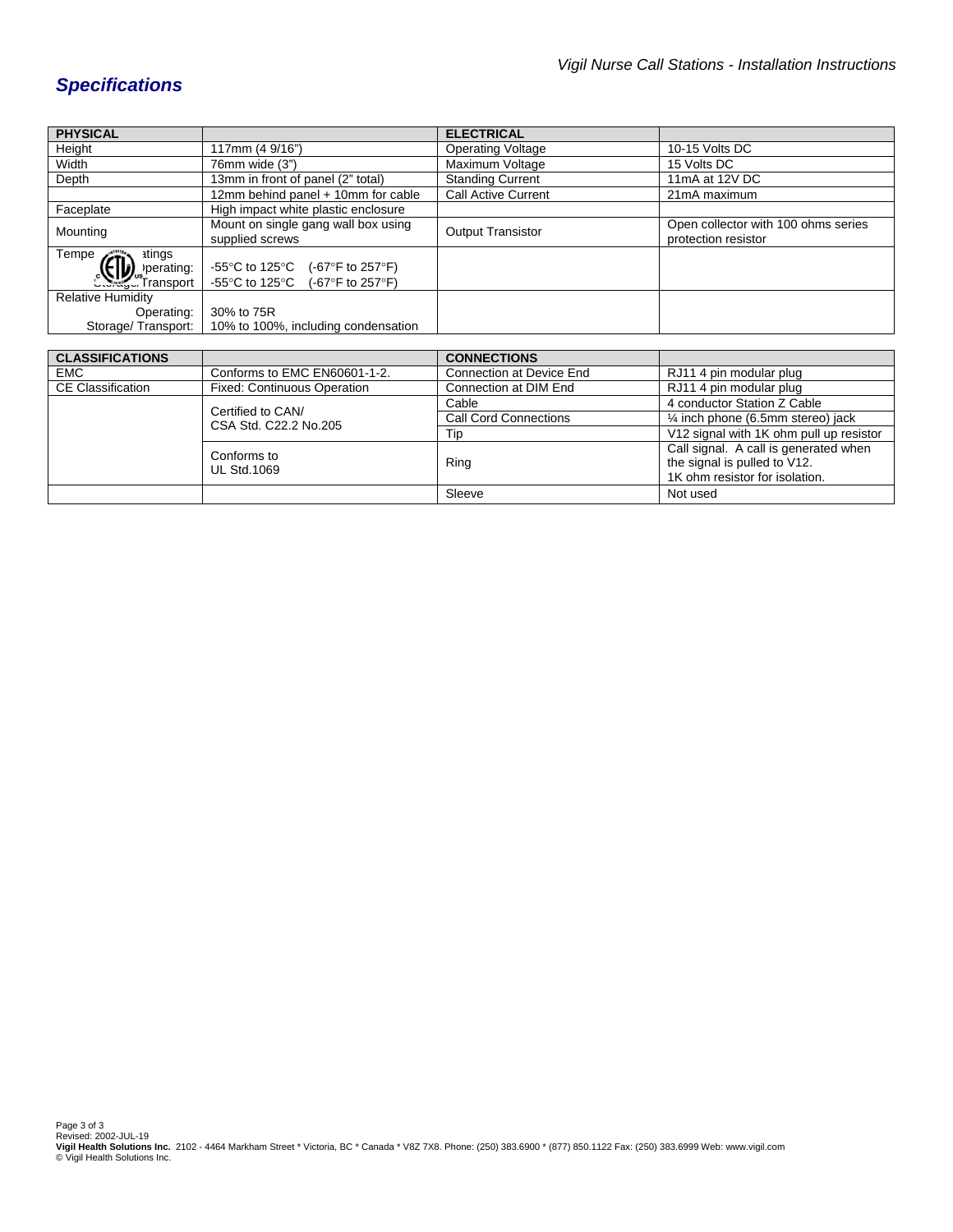## *Specifications*

| PHYSICAL | | ELECTRICAL | |
|---|---|---|---|
| Height | 117mm (4 9/16") | Operating Voltage | 10-15 Volts DC |
| Width | 76mm wide (3") | Maximum Voltage | 15 Volts DC |
| Depth | 13mm in front of panel (2" total) | Standing Current | 11mA at 12V DC |
| | 12mm behind panel + 10mm for cable | Call Active Current | 21mA maximum |
| Faceplate | High impact white plastic enclosure | | |
| Mounting | Mount on single gang wall box using supplied screws | Output Transistor | Open collector with 100 ohms series protection resistor |
| Temperature Ratings<br>Operating:<br>Storage/Transport | <br>-55°C to 125°C (-67°F to 257°F)<br>-55°C to 125°C (-67°F to 257°F) | | |
| Relative Humidity<br>Operating:<br>Storage/ Transport: | <br>30% to 75R<br>10% to 100%, including condensation | | |

| CLASSIFICATIONS | | CONNECTIONS | |
|---|---|---|---|
| EMC | Conforms to EMC EN60601-1-2. | Connection at Device End | RJ11 4 pin modular plug |
| CE Classification | Fixed: Continuous Operation | Connection at DIM End | RJ11 4 pin modular plug |
| | Certified to CAN/ CSA Std. C22.2 No.205 | Cable | 4 conductor Station Z Cable |
| | | Call Cord Connections | ¼ inch phone (6.5mm stereo) jack |
| | | Tip | V12 signal with 1K ohm pull up resistor |
| | Conforms to UL Std.1069 | Ring | Call signal. A call is generated when the signal is pulled to V12. 1K ohm resistor for isolation. |
| | | Sleeve | Not used |

Revised: 2002-JUL-19
**Vigil Health Solutions Inc.** 2102 - 4464 Markham Street * Victoria, BC * Canada * V8Z 7X8. Phone: (250) 383.6900 * (877) 850.1122 Fax: (250) 383.6999 Web: www.vigil.com
© Vigil Health Solutions Inc.